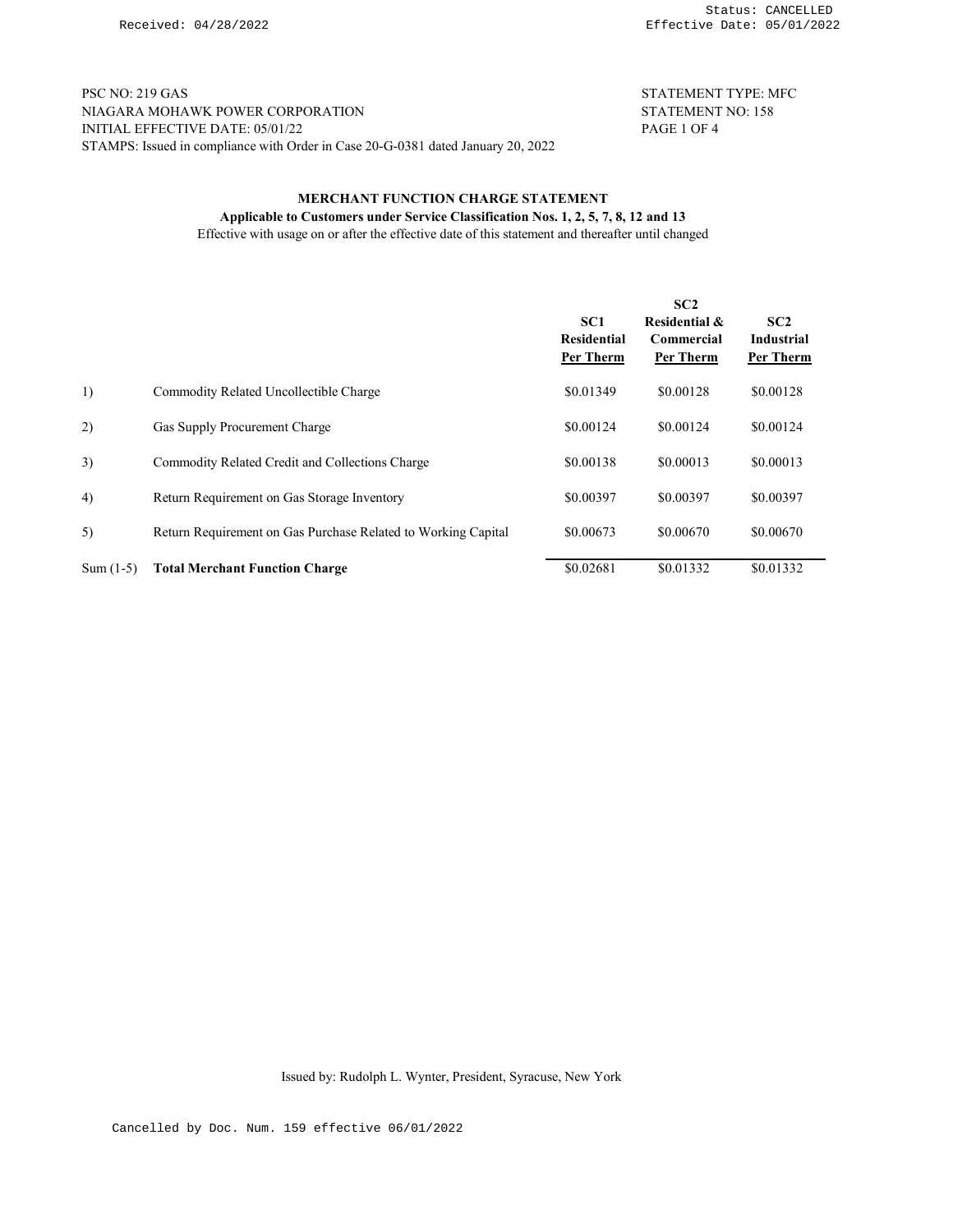Received: 04/28/2022 Status: CANCELLED Effective Date: 05/01/2022

PSC NO: 219 GAS
NIAGARA MOHAWK POWER CORPORATION
INITIAL EFFECTIVE DATE: 05/01/22
STAMPS: Issued in compliance with Order in Case 20-G-0381 dated January 20, 2022

STATEMENT TYPE: MFC
STATEMENT NO: 158

## MERCHANT FUNCTION CHARGE STATEMENT

**Applicable to Customers under Service Classification Nos. 1, 2, 5, 7, 8, 12 and 13**

Effective with usage on or after the effective date of this statement and thereafter until changed

| | | SC1 Residential Per Therm | SC2 Residential & Commercial Per Therm | SC2 Industrial Per Therm |
|---|---|---|---|---|
| 1) | Commodity Related Uncollectible Charge | \$0.01349 | \$0.00128 | \$0.00128 |
| 2) | Gas Supply Procurement Charge | \$0.00124 | \$0.00124 | \$0.00124 |
| 3) | Commodity Related Credit and Collections Charge | \$0.00138 | \$0.00013 | \$0.00013 |
| 4) | Return Requirement on Gas Storage Inventory | \$0.00397 | \$0.00397 | \$0.00397 |
| 5) | Return Requirement on Gas Purchase Related to Working Capital | \$0.00673 | \$0.00670 | \$0.00670 |
| Sum (1-5) | **Total Merchant Function Charge** | \$0.02681 | \$0.01332 | \$0.01332 |

Issued by: Rudolph L. Wynter, President, Syracuse, New York

Cancelled by Doc. Num. 159 effective 06/01/2022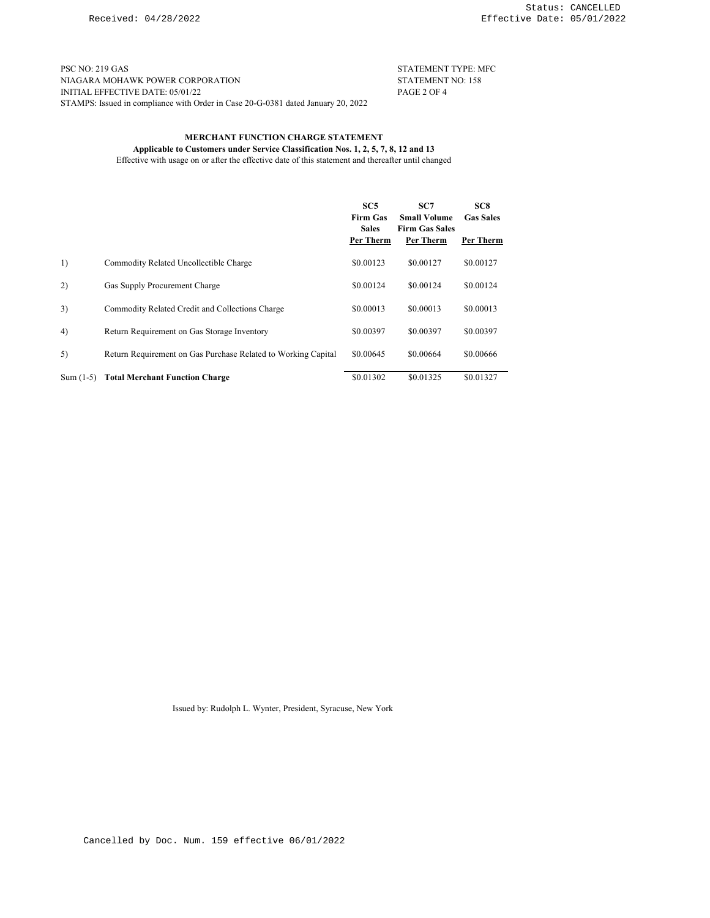Status: CANCELLED

Received: 04/28/2022 Effective Date: 05/01/2022

PSC NO: 219 GAS STATEMENT TYPE: MFC
NIAGARA MOHAWK POWER CORPORATION STATEMENT NO: 158
INITIAL EFFECTIVE DATE: 05/01/22
STAMPS: Issued in compliance with Order in Case 20-G-0381 dated January 20, 2022

**MERCHANT FUNCTION CHARGE STATEMENT**

**Applicable to Customers under Service Classification Nos. 1, 2, 5, 7, 8, 12 and 13**

Effective with usage on or after the effective date of this statement and thereafter until changed

| | | SC5 Firm Gas Sales Per Therm | SC7 Small Volume Firm Gas Sales Per Therm | SC8 Gas Sales Per Therm |
|---|---|---|---|---|
| 1) | Commodity Related Uncollectible Charge | $0.00123 | $0.00127 | $0.00127 |
| 2) | Gas Supply Procurement Charge | $0.00124 | $0.00124 | $0.00124 |
| 3) | Commodity Related Credit and Collections Charge | $0.00013 | $0.00013 | $0.00013 |
| 4) | Return Requirement on Gas Storage Inventory | $0.00397 | $0.00397 | $0.00397 |
| 5) | Return Requirement on Gas Purchase Related to Working Capital | $0.00645 | $0.00664 | $0.00666 |
| Sum (1-5) | **Total Merchant Function Charge** | $0.01302 | $0.01325 | $0.01327 |

Issued by: Rudolph L. Wynter, President, Syracuse, New York

Cancelled by Doc. Num. 159 effective 06/01/2022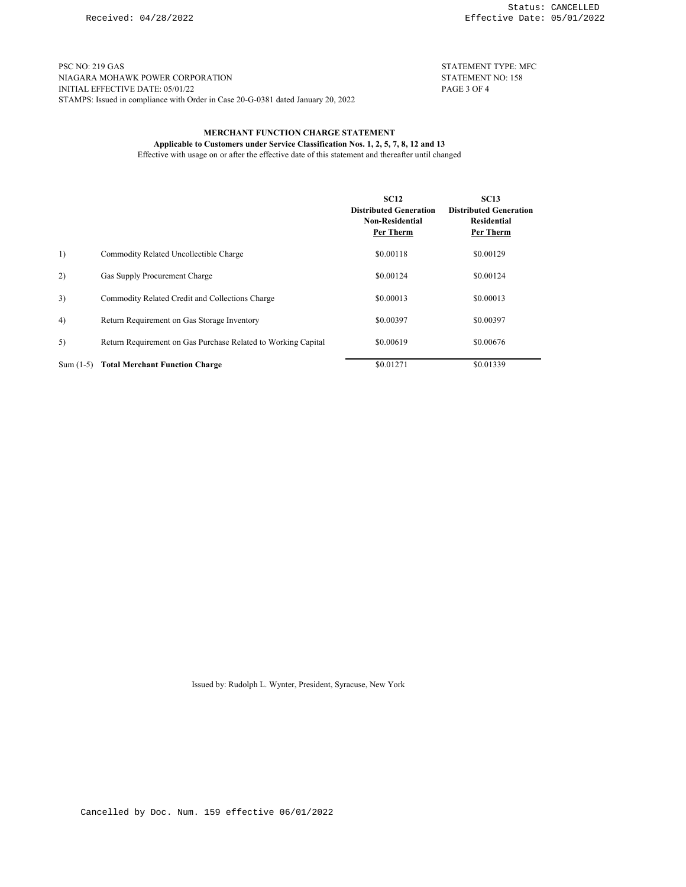PSC NO: 219 GAS
NIAGARA MOHAWK POWER CORPORATION
INITIAL EFFECTIVE DATE: 05/01/22
STAMPS: Issued in compliance with Order in Case 20-G-0381 dated January 20, 2022

STATEMENT TYPE: MFC
STATEMENT NO: 158

## MERCHANT FUNCTION CHARGE STATEMENT

**Applicable to Customers under Service Classification Nos. 1, 2, 5, 7, 8, 12 and 13**

Effective with usage on or after the effective date of this statement and thereafter until changed

| | | SC12 Distributed Generation Non-Residential Per Therm | SC13 Distributed Generation Residential Per Therm |
|---|---|---|---|
| 1) | Commodity Related Uncollectible Charge | $0.00118 | $0.00129 |
| 2) | Gas Supply Procurement Charge | $0.00124 | $0.00124 |
| 3) | Commodity Related Credit and Collections Charge | $0.00013 | $0.00013 |
| 4) | Return Requirement on Gas Storage Inventory | $0.00397 | $0.00397 |
| 5) | Return Requirement on Gas Purchase Related to Working Capital | $0.00619 | $0.00676 |
| Sum (1-5) | **Total Merchant Function Charge** | $0.01271 | $0.01339 |

Issued by: Rudolph L. Wynter, President, Syracuse, New York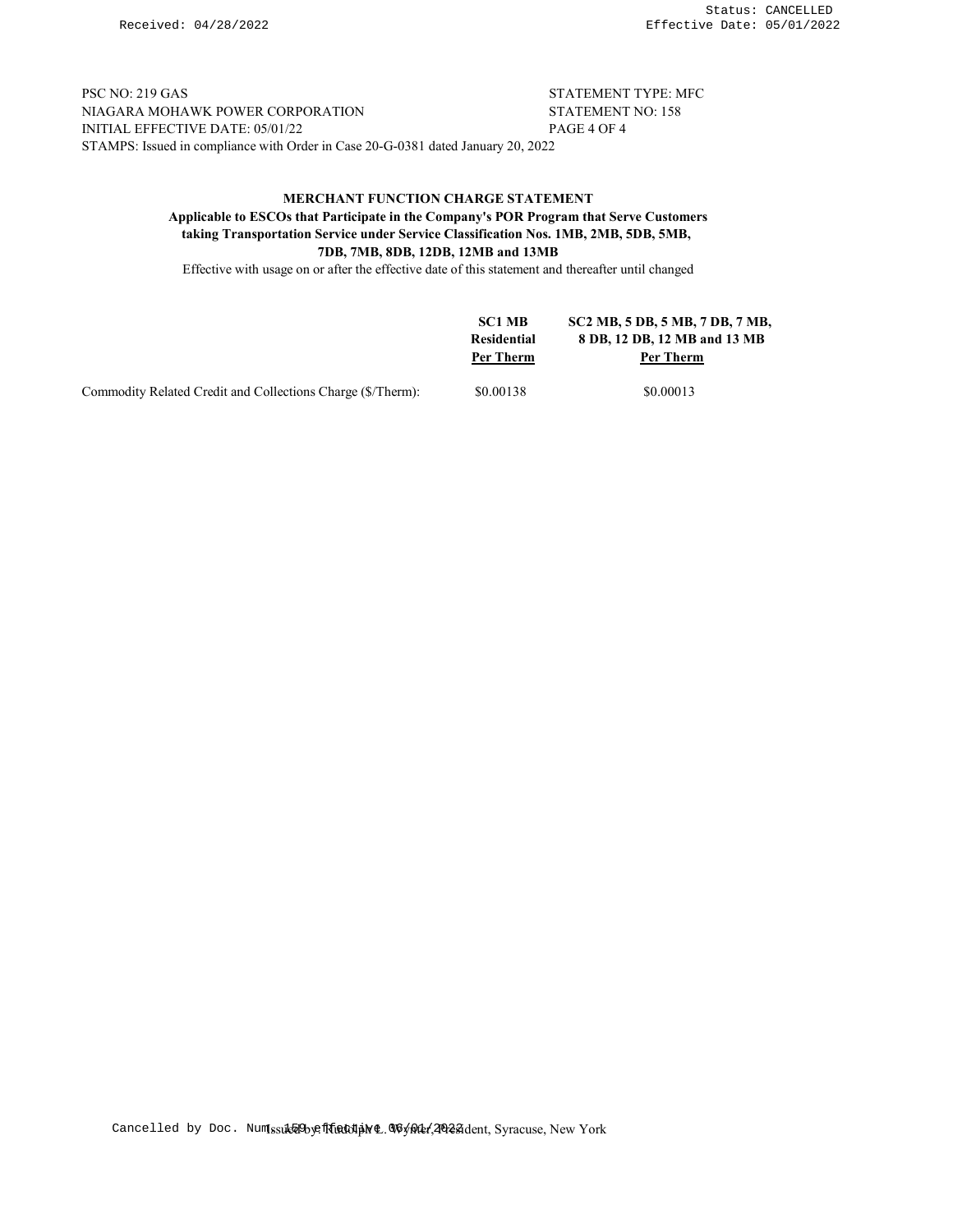PSC NO: 219 GAS　　STATEMENT TYPE: MFC
NIAGARA MOHAWK POWER CORPORATION　　STATEMENT NO: 158
INITIAL EFFECTIVE DATE: 05/01/22　　PAGE 4 OF 4
STAMPS: Issued in compliance with Order in Case 20-G-0381 dated January 20, 2022

**MERCHANT FUNCTION CHARGE STATEMENT**

**Applicable to ESCOs that Participate in the Company's POR Program that Serve Customers taking Transportation Service under Service Classification Nos. 1MB, 2MB, 5DB, 5MB, 7DB, 7MB, 8DB, 12DB, 12MB and 13MB**

Effective with usage on or after the effective date of this statement and thereafter until changed

| | SC1 MB Residential Per Therm | SC2 MB, 5 DB, 5 MB, 7 DB, 7 MB, 8 DB, 12 DB, 12 MB and 13 MB Per Therm |
|---|---|---|
| Commodity Related Credit and Collections Charge ($/Therm): | $0.00138 | $0.00013 |

Issued by: Rudolph L. Wynter, President, Syracuse, New York